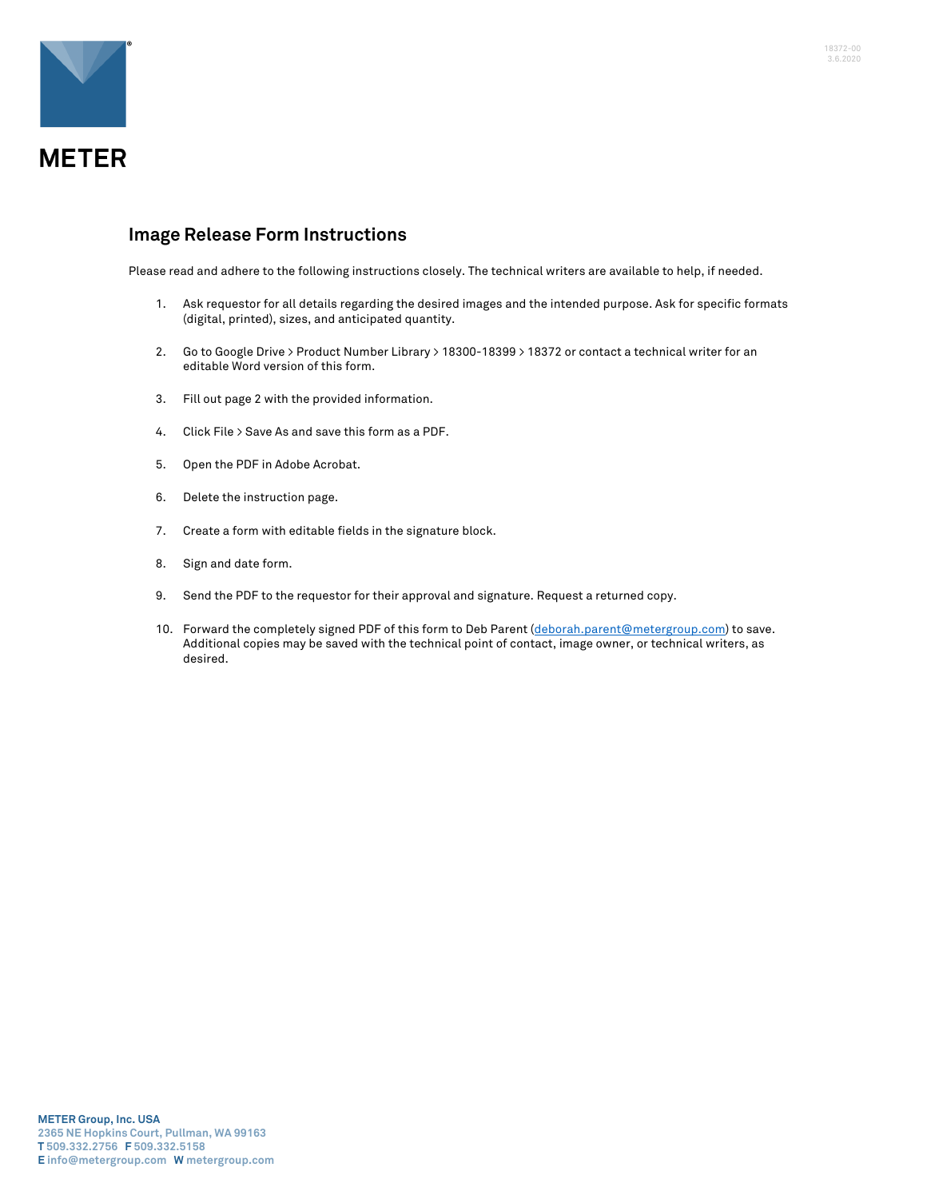**METER**

## Image Release Form Instructions

Please read and adhere to the following instructions closely. The technical writers are available to help, if needed.

1. Ask requestor for all details regarding the desired images and the intended purpose. Ask for specific formats (digital, printed), sizes, and anticipated quantity.
2. Go to Google Drive > Product Number Library > 18300-18399 > 18372 or contact a technical writer for an editable Word version of this form.
3. Fill out page 2 with the provided information.
4. Click File > Save As and save this form as a PDF.
5. Open the PDF in Adobe Acrobat.
6. Delete the instruction page.
7. Create a form with editable fields in the signature block.
8. Sign and date form.
9. Send the PDF to the requestor for their approval and signature. Request a returned copy.
10. Forward the completely signed PDF of this form to Deb Parent (deborah.parent@metergroup.com) to save. Additional copies may be saved with the technical point of contact, image owner, or technical writers, as desired.

**METER Group, Inc. USA**
2365 NE Hopkins Court, Pullman, WA 99163
**T** 509.332.2756 **F** 509.332.5158
**E** info@metergroup.com **W** metergroup.com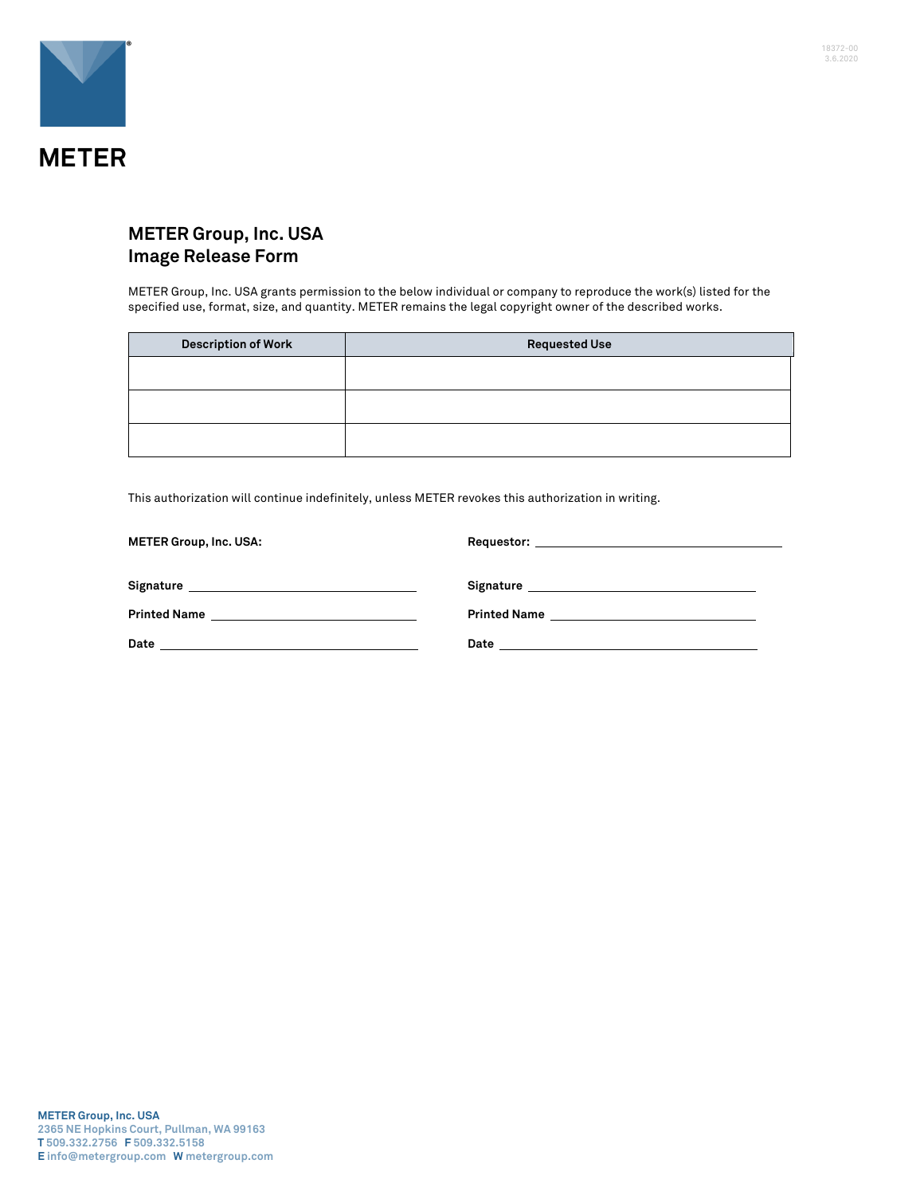METER

# METER Group, Inc. USA
## Image Release Form

METER Group, Inc. USA grants permission to the below individual or company to reproduce the work(s) listed for the specified use, format, size, and quantity. METER remains the legal copyright owner of the described works.

| Description of Work | Requested Use |
| --- | --- |
| | |
| | |
| | |

This authorization will continue indefinitely, unless METER revokes this authorization in writing.

**METER Group, Inc. USA:**

**Signature** ______________________________

**Printed Name** ______________________________

**Date** ______________________________

**Requestor:** ______________________________

**Signature** ______________________________

**Printed Name** ______________________________

**Date** ______________________________

**METER Group, Inc. USA**
2365 NE Hopkins Court, Pullman, WA 99163
**T** 509.332.2756 **F** 509.332.5158
**E** info@metergroup.com **W** metergroup.com